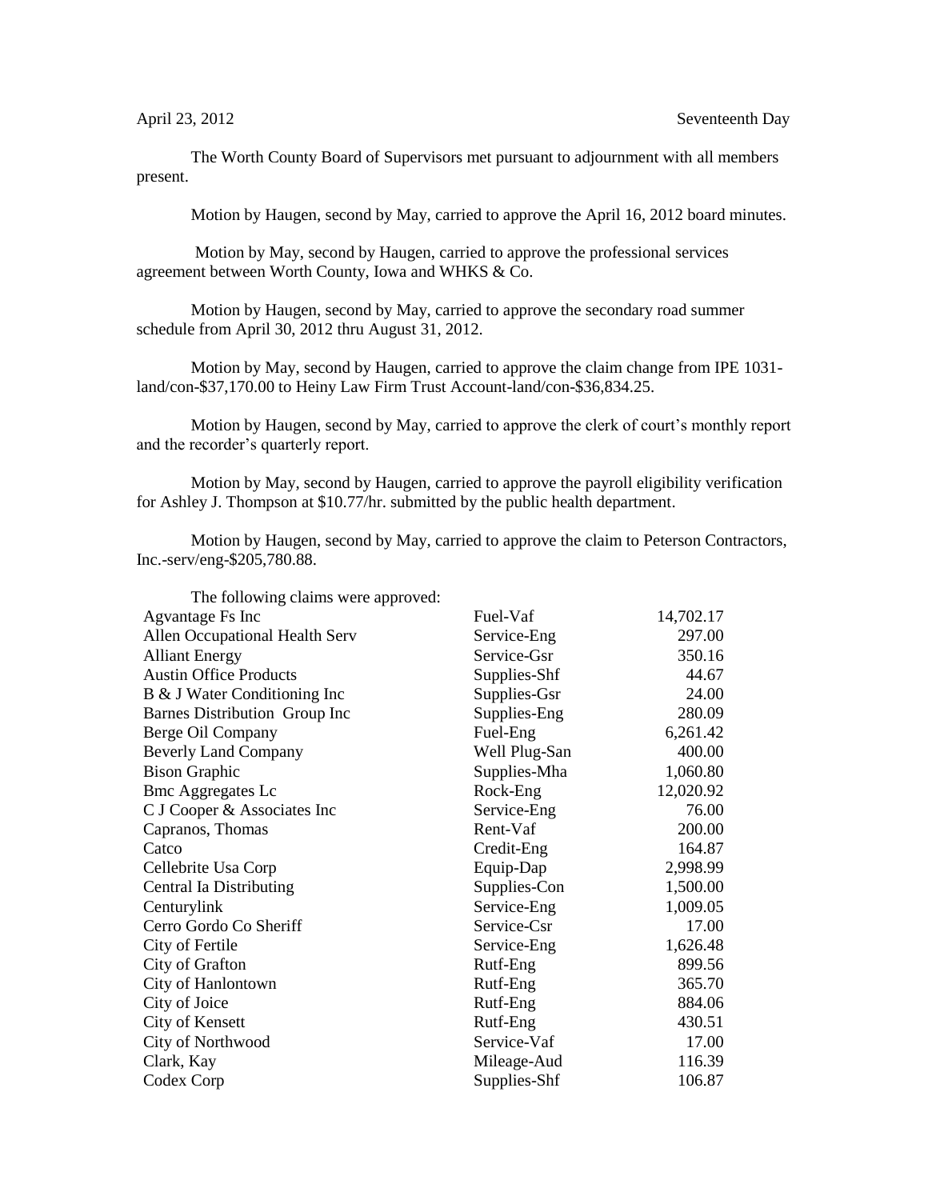April 23, 2012 Seventeenth Day

The Worth County Board of Supervisors met pursuant to adjournment with all members present.

Motion by Haugen, second by May, carried to approve the April 16, 2012 board minutes.

Motion by May, second by Haugen, carried to approve the professional services agreement between Worth County, Iowa and WHKS & Co.

Motion by Haugen, second by May, carried to approve the secondary road summer schedule from April 30, 2012 thru August 31, 2012.

Motion by May, second by Haugen, carried to approve the claim change from IPE 1031-land/con-$37,170.00 to Heiny Law Firm Trust Account-land/con-$36,834.25.

Motion by Haugen, second by May, carried to approve the clerk of court's monthly report and the recorder's quarterly report.

Motion by May, second by Haugen, carried to approve the payroll eligibility verification for Ashley J. Thompson at $10.77/hr. submitted by the public health department.

Motion by Haugen, second by May, carried to approve the claim to Peterson Contractors, Inc.-serv/eng-$205,780.88.

The following claims were approved:

| | | |
|---|---|---|
| Agvantage Fs Inc | Fuel-Vaf | 14,702.17 |
| Allen Occupational Health Serv | Service-Eng | 297.00 |
| Alliant Energy | Service-Gsr | 350.16 |
| Austin Office Products | Supplies-Shf | 44.67 |
| B & J Water Conditioning Inc | Supplies-Gsr | 24.00 |
| Barnes Distribution Group Inc | Supplies-Eng | 280.09 |
| Berge Oil Company | Fuel-Eng | 6,261.42 |
| Beverly Land Company | Well Plug-San | 400.00 |
| Bison Graphic | Supplies-Mha | 1,060.80 |
| Bmc Aggregates Lc | Rock-Eng | 12,020.92 |
| C J Cooper & Associates Inc | Service-Eng | 76.00 |
| Capranos, Thomas | Rent-Vaf | 200.00 |
| Catco | Credit-Eng | 164.87 |
| Cellebrite Usa Corp | Equip-Dap | 2,998.99 |
| Central Ia Distributing | Supplies-Con | 1,500.00 |
| Centurylink | Service-Eng | 1,009.05 |
| Cerro Gordo Co Sheriff | Service-Csr | 17.00 |
| City of Fertile | Service-Eng | 1,626.48 |
| City of Grafton | Rutf-Eng | 899.56 |
| City of Hanlontown | Rutf-Eng | 365.70 |
| City of Joice | Rutf-Eng | 884.06 |
| City of Kensett | Rutf-Eng | 430.51 |
| City of Northwood | Service-Vaf | 17.00 |
| Clark, Kay | Mileage-Aud | 116.39 |
| Codex Corp | Supplies-Shf | 106.87 |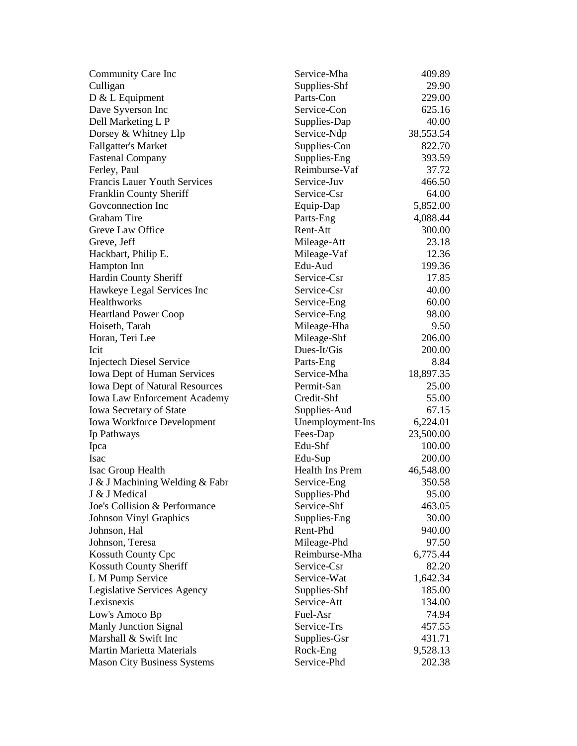| | | |
|---|---|---|
| Community Care Inc | Service-Mha | 409.89 |
| Culligan | Supplies-Shf | 29.90 |
| D & L Equipment | Parts-Con | 229.00 |
| Dave Syverson Inc | Service-Con | 625.16 |
| Dell Marketing L P | Supplies-Dap | 40.00 |
| Dorsey & Whitney Llp | Service-Ndp | 38,553.54 |
| Fallgatter's Market | Supplies-Con | 822.70 |
| Fastenal Company | Supplies-Eng | 393.59 |
| Ferley, Paul | Reimburse-Vaf | 37.72 |
| Francis Lauer Youth Services | Service-Juv | 466.50 |
| Franklin County Sheriff | Service-Csr | 64.00 |
| Govconnection Inc | Equip-Dap | 5,852.00 |
| Graham Tire | Parts-Eng | 4,088.44 |
| Greve Law Office | Rent-Att | 300.00 |
| Greve, Jeff | Mileage-Att | 23.18 |
| Hackbart, Philip E. | Mileage-Vaf | 12.36 |
| Hampton Inn | Edu-Aud | 199.36 |
| Hardin County Sheriff | Service-Csr | 17.85 |
| Hawkeye Legal Services Inc | Service-Csr | 40.00 |
| Healthworks | Service-Eng | 60.00 |
| Heartland Power Coop | Service-Eng | 98.00 |
| Hoiseth, Tarah | Mileage-Hha | 9.50 |
| Horan, Teri Lee | Mileage-Shf | 206.00 |
| Icit | Dues-It/Gis | 200.00 |
| Injectech Diesel Service | Parts-Eng | 8.84 |
| Iowa Dept of Human Services | Service-Mha | 18,897.35 |
| Iowa Dept of Natural Resources | Permit-San | 25.00 |
| Iowa Law Enforcement Academy | Credit-Shf | 55.00 |
| Iowa Secretary of State | Supplies-Aud | 67.15 |
| Iowa Workforce Development | Unemployment-Ins | 6,224.01 |
| Ip Pathways | Fees-Dap | 23,500.00 |
| Ipca | Edu-Shf | 100.00 |
| Isac | Edu-Sup | 200.00 |
| Isac Group Health | Health Ins Prem | 46,548.00 |
| J & J Machining Welding & Fabr | Service-Eng | 350.58 |
| J & J Medical | Supplies-Phd | 95.00 |
| Joe's Collision & Performance | Service-Shf | 463.05 |
| Johnson Vinyl Graphics | Supplies-Eng | 30.00 |
| Johnson, Hal | Rent-Phd | 940.00 |
| Johnson, Teresa | Mileage-Phd | 97.50 |
| Kossuth County Cpc | Reimburse-Mha | 6,775.44 |
| Kossuth County Sheriff | Service-Csr | 82.20 |
| L M Pump Service | Service-Wat | 1,642.34 |
| Legislative Services Agency | Supplies-Shf | 185.00 |
| Lexisnexis | Service-Att | 134.00 |
| Low's Amoco Bp | Fuel-Asr | 74.94 |
| Manly Junction Signal | Service-Trs | 457.55 |
| Marshall & Swift Inc | Supplies-Gsr | 431.71 |
| Martin Marietta Materials | Rock-Eng | 9,528.13 |
| Mason City Business Systems | Service-Phd | 202.38 |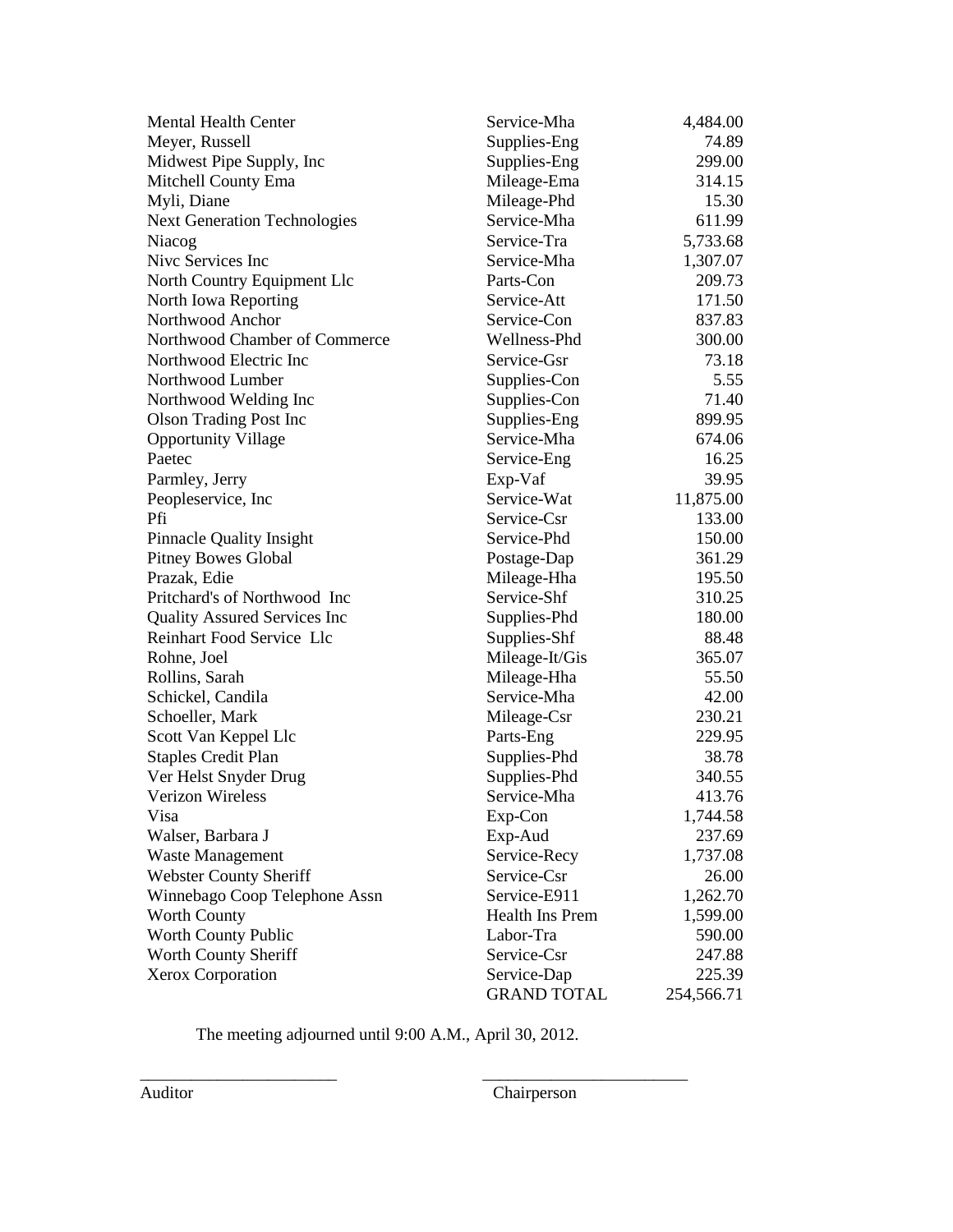| | | |
|---|---|---|
| Mental Health Center | Service-Mha | 4,484.00 |
| Meyer, Russell | Supplies-Eng | 74.89 |
| Midwest Pipe Supply, Inc | Supplies-Eng | 299.00 |
| Mitchell County Ema | Mileage-Ema | 314.15 |
| Myli, Diane | Mileage-Phd | 15.30 |
| Next Generation Technologies | Service-Mha | 611.99 |
| Niacog | Service-Tra | 5,733.68 |
| Nivc Services Inc | Service-Mha | 1,307.07 |
| North Country Equipment Llc | Parts-Con | 209.73 |
| North Iowa Reporting | Service-Att | 171.50 |
| Northwood Anchor | Service-Con | 837.83 |
| Northwood Chamber of Commerce | Wellness-Phd | 300.00 |
| Northwood Electric Inc | Service-Gsr | 73.18 |
| Northwood Lumber | Supplies-Con | 5.55 |
| Northwood Welding Inc | Supplies-Con | 71.40 |
| Olson Trading Post Inc | Supplies-Eng | 899.95 |
| Opportunity Village | Service-Mha | 674.06 |
| Paetec | Service-Eng | 16.25 |
| Parmley, Jerry | Exp-Vaf | 39.95 |
| Peopleservice, Inc | Service-Wat | 11,875.00 |
| Pfi | Service-Csr | 133.00 |
| Pinnacle Quality Insight | Service-Phd | 150.00 |
| Pitney Bowes Global | Postage-Dap | 361.29 |
| Prazak, Edie | Mileage-Hha | 195.50 |
| Pritchard's of Northwood Inc | Service-Shf | 310.25 |
| Quality Assured Services Inc | Supplies-Phd | 180.00 |
| Reinhart Food Service Llc | Supplies-Shf | 88.48 |
| Rohne, Joel | Mileage-It/Gis | 365.07 |
| Rollins, Sarah | Mileage-Hha | 55.50 |
| Schickel, Candila | Service-Mha | 42.00 |
| Schoeller, Mark | Mileage-Csr | 230.21 |
| Scott Van Keppel Llc | Parts-Eng | 229.95 |
| Staples Credit Plan | Supplies-Phd | 38.78 |
| Ver Helst Snyder Drug | Supplies-Phd | 340.55 |
| Verizon Wireless | Service-Mha | 413.76 |
| Visa | Exp-Con | 1,744.58 |
| Walser, Barbara J | Exp-Aud | 237.69 |
| Waste Management | Service-Recy | 1,737.08 |
| Webster County Sheriff | Service-Csr | 26.00 |
| Winnebago Coop Telephone Assn | Service-E911 | 1,262.70 |
| Worth County | Health Ins Prem | 1,599.00 |
| Worth County Public | Labor-Tra | 590.00 |
| Worth County Sheriff | Service-Csr | 247.88 |
| Xerox Corporation | Service-Dap | 225.39 |
| | GRAND TOTAL | 254,566.71 |

The meeting adjourned until 9:00 A.M., April 30, 2012.

\_\_\_\_\_\_\_\_\_\_\_\_\_\_\_\_\_\_\_\_\_\_\_\_ \_\_\_\_\_\_\_\_\_\_\_\_\_\_\_\_\_\_\_\_\_\_\_\_

Auditor Chairperson